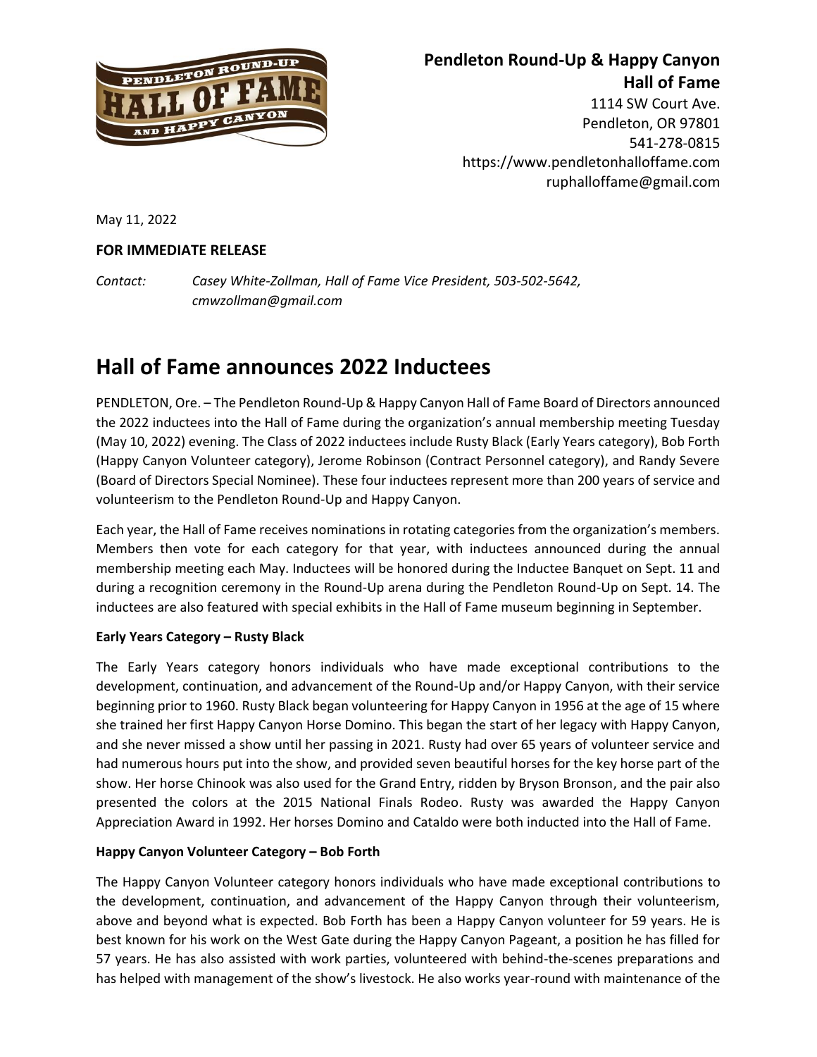**Pendleton Round-Up & Happy Canyon Hall of Fame**
1114 SW Court Ave.
Pendleton, OR 97801
541-278-0815
https://www.pendletonhalloffame.com
ruphalloffame@gmail.com

May 11, 2022

**FOR IMMEDIATE RELEASE**

*Contact: Casey White-Zollman, Hall of Fame Vice President, 503-502-5642, cmwzollman@gmail.com*

# Hall of Fame announces 2022 Inductees

PENDLETON, Ore. – The Pendleton Round-Up & Happy Canyon Hall of Fame Board of Directors announced the 2022 inductees into the Hall of Fame during the organization's annual membership meeting Tuesday (May 10, 2022) evening. The Class of 2022 inductees include Rusty Black (Early Years category), Bob Forth (Happy Canyon Volunteer category), Jerome Robinson (Contract Personnel category), and Randy Severe (Board of Directors Special Nominee). These four inductees represent more than 200 years of service and volunteerism to the Pendleton Round-Up and Happy Canyon.

Each year, the Hall of Fame receives nominations in rotating categories from the organization's members. Members then vote for each category for that year, with inductees announced during the annual membership meeting each May. Inductees will be honored during the Inductee Banquet on Sept. 11 and during a recognition ceremony in the Round-Up arena during the Pendleton Round-Up on Sept. 14. The inductees are also featured with special exhibits in the Hall of Fame museum beginning in September.

**Early Years Category – Rusty Black**

The Early Years category honors individuals who have made exceptional contributions to the development, continuation, and advancement of the Round-Up and/or Happy Canyon, with their service beginning prior to 1960. Rusty Black began volunteering for Happy Canyon in 1956 at the age of 15 where she trained her first Happy Canyon Horse Domino. This began the start of her legacy with Happy Canyon, and she never missed a show until her passing in 2021. Rusty had over 65 years of volunteer service and had numerous hours put into the show, and provided seven beautiful horses for the key horse part of the show. Her horse Chinook was also used for the Grand Entry, ridden by Bryson Bronson, and the pair also presented the colors at the 2015 National Finals Rodeo. Rusty was awarded the Happy Canyon Appreciation Award in 1992. Her horses Domino and Cataldo were both inducted into the Hall of Fame.

**Happy Canyon Volunteer Category – Bob Forth**

The Happy Canyon Volunteer category honors individuals who have made exceptional contributions to the development, continuation, and advancement of the Happy Canyon through their volunteerism, above and beyond what is expected. Bob Forth has been a Happy Canyon volunteer for 59 years. He is best known for his work on the West Gate during the Happy Canyon Pageant, a position he has filled for 57 years. He has also assisted with work parties, volunteered with behind-the-scenes preparations and has helped with management of the show's livestock. He also works year-round with maintenance of the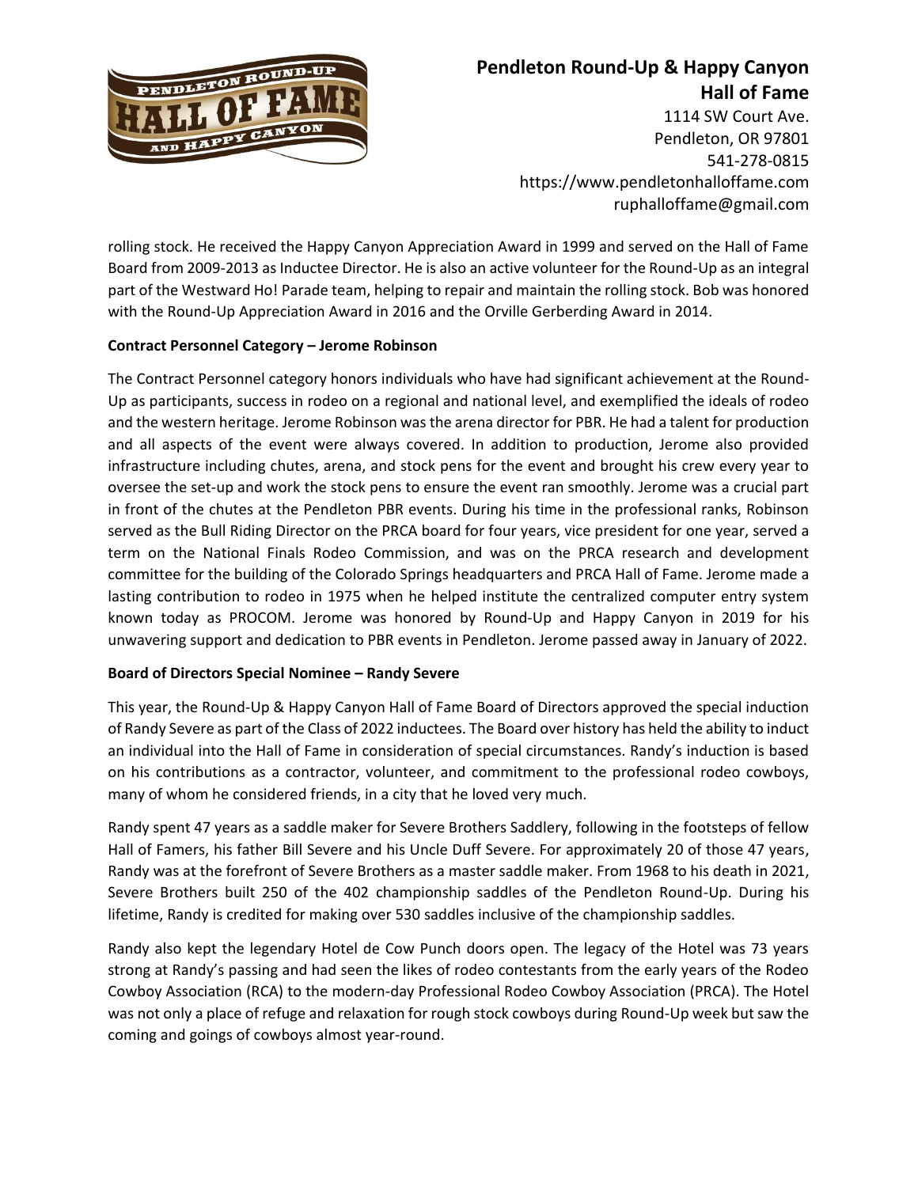rolling stock. He received the Happy Canyon Appreciation Award in 1999 and served on the Hall of Fame Board from 2009-2013 as Inductee Director. He is also an active volunteer for the Round-Up as an integral part of the Westward Ho! Parade team, helping to repair and maintain the rolling stock. Bob was honored with the Round-Up Appreciation Award in 2016 and the Orville Gerberding Award in 2014.

**Contract Personnel Category – Jerome Robinson**

The Contract Personnel category honors individuals who have had significant achievement at the Round-Up as participants, success in rodeo on a regional and national level, and exemplified the ideals of rodeo and the western heritage. Jerome Robinson was the arena director for PBR. He had a talent for production and all aspects of the event were always covered. In addition to production, Jerome also provided infrastructure including chutes, arena, and stock pens for the event and brought his crew every year to oversee the set-up and work the stock pens to ensure the event ran smoothly. Jerome was a crucial part in front of the chutes at the Pendleton PBR events. During his time in the professional ranks, Robinson served as the Bull Riding Director on the PRCA board for four years, vice president for one year, served a term on the National Finals Rodeo Commission, and was on the PRCA research and development committee for the building of the Colorado Springs headquarters and PRCA Hall of Fame. Jerome made a lasting contribution to rodeo in 1975 when he helped institute the centralized computer entry system known today as PROCOM. Jerome was honored by Round-Up and Happy Canyon in 2019 for his unwavering support and dedication to PBR events in Pendleton. Jerome passed away in January of 2022.

**Board of Directors Special Nominee – Randy Severe**

This year, the Round-Up & Happy Canyon Hall of Fame Board of Directors approved the special induction of Randy Severe as part of the Class of 2022 inductees. The Board over history has held the ability to induct an individual into the Hall of Fame in consideration of special circumstances. Randy's induction is based on his contributions as a contractor, volunteer, and commitment to the professional rodeo cowboys, many of whom he considered friends, in a city that he loved very much.

Randy spent 47 years as a saddle maker for Severe Brothers Saddlery, following in the footsteps of fellow Hall of Famers, his father Bill Severe and his Uncle Duff Severe. For approximately 20 of those 47 years, Randy was at the forefront of Severe Brothers as a master saddle maker. From 1968 to his death in 2021, Severe Brothers built 250 of the 402 championship saddles of the Pendleton Round-Up. During his lifetime, Randy is credited for making over 530 saddles inclusive of the championship saddles.

Randy also kept the legendary Hotel de Cow Punch doors open. The legacy of the Hotel was 73 years strong at Randy's passing and had seen the likes of rodeo contestants from the early years of the Rodeo Cowboy Association (RCA) to the modern-day Professional Rodeo Cowboy Association (PRCA). The Hotel was not only a place of refuge and relaxation for rough stock cowboys during Round-Up week but saw the coming and goings of cowboys almost year-round.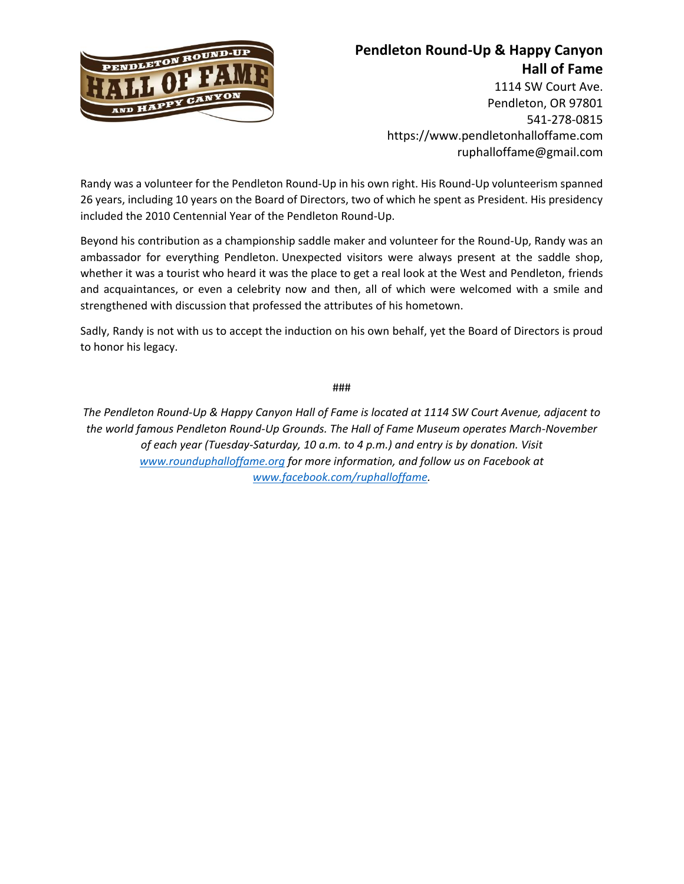**Pendleton Round-Up & Happy Canyon Hall of Fame**
1114 SW Court Ave.
Pendleton, OR 97801
541-278-0815
https://www.pendletonhalloffame.com
ruphalloffame@gmail.com

Randy was a volunteer for the Pendleton Round-Up in his own right. His Round-Up volunteerism spanned 26 years, including 10 years on the Board of Directors, two of which he spent as President. His presidency included the 2010 Centennial Year of the Pendleton Round-Up.

Beyond his contribution as a championship saddle maker and volunteer for the Round-Up, Randy was an ambassador for everything Pendleton. Unexpected visitors were always present at the saddle shop, whether it was a tourist who heard it was the place to get a real look at the West and Pendleton, friends and acquaintances, or even a celebrity now and then, all of which were welcomed with a smile and strengthened with discussion that professed the attributes of his hometown.

Sadly, Randy is not with us to accept the induction on his own behalf, yet the Board of Directors is proud to honor his legacy.

###

*The Pendleton Round-Up & Happy Canyon Hall of Fame is located at 1114 SW Court Avenue, adjacent to the world famous Pendleton Round-Up Grounds. The Hall of Fame Museum operates March-November of each year (Tuesday-Saturday, 10 a.m. to 4 p.m.) and entry is by donation. Visit [www.rounduphalloffame.org](http://www.rounduphalloffame.org) for more information, and follow us on Facebook at [www.facebook.com/ruphalloffame](http://www.facebook.com/ruphalloffame).*